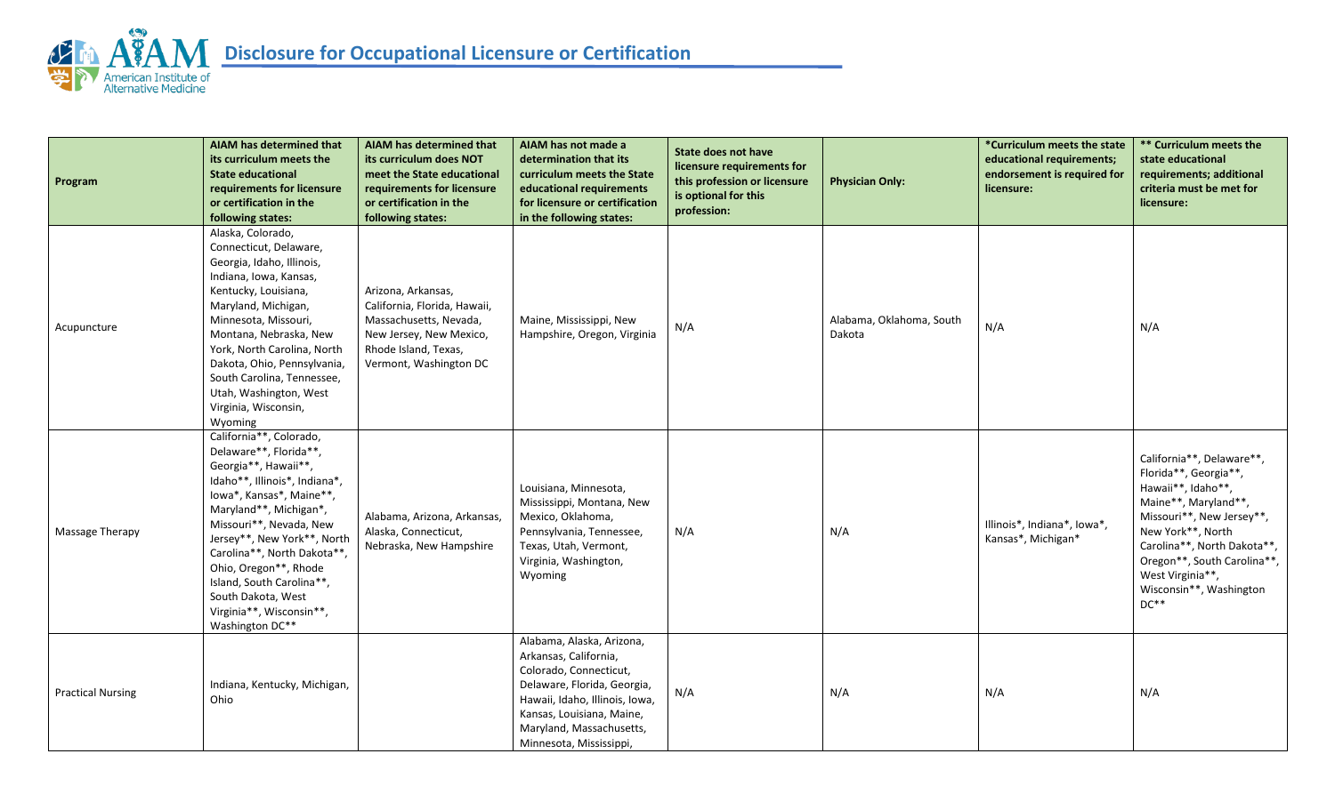# Disclosure for Occupational Licensure or Certification

| Program | AIAM has determined that its curriculum meets the State educational requirements for licensure or certification in the following states: | AIAM has determined that its curriculum does NOT meet the State educational requirements for licensure or certification in the following states: | AIAM has not made a determination that its curriculum meets the State educational requirements for licensure or certification in the following states: | State does not have licensure requirements for this profession or licensure is optional for this profession: | Physician Only: | *Curriculum meets the state educational requirements; endorsement is required for licensure: | ** Curriculum meets the state educational requirements; additional criteria must be met for licensure: |
|---|---|---|---|---|---|---|---|
| Acupuncture | Alaska, Colorado, Connecticut, Delaware, Georgia, Idaho, Illinois, Indiana, Iowa, Kansas, Kentucky, Louisiana, Maryland, Michigan, Minnesota, Missouri, Montana, Nebraska, New York, North Carolina, North Dakota, Ohio, Pennsylvania, South Carolina, Tennessee, Utah, Washington, West Virginia, Wisconsin, Wyoming | Arizona, Arkansas, California, Florida, Hawaii, Massachusetts, Nevada, New Jersey, New Mexico, Rhode Island, Texas, Vermont, Washington DC | Maine, Mississippi, New Hampshire, Oregon, Virginia | N/A | Alabama, Oklahoma, South Dakota | N/A | N/A |
| Massage Therapy | California**, Colorado, Delaware**, Florida**, Georgia**, Hawaii**, Idaho**, Illinois*, Indiana*, Iowa*, Kansas*, Maine**, Maryland**, Michigan*, Missouri**, Nevada, New Jersey**, New York**, North Carolina**, North Dakota**, Ohio, Oregon**, Rhode Island, South Carolina**, South Dakota, West Virginia**, Wisconsin**, Washington DC** | Alabama, Arizona, Arkansas, Alaska, Connecticut, Nebraska, New Hampshire | Louisiana, Minnesota, Mississippi, Montana, New Mexico, Oklahoma, Pennsylvania, Tennessee, Texas, Utah, Vermont, Virginia, Washington, Wyoming | N/A | N/A | Illinois*, Indiana*, Iowa*, Kansas*, Michigan* | California**, Delaware**, Florida**, Georgia**, Hawaii**, Idaho**, Maine**, Maryland**, Missouri**, New Jersey**, New York**, North Carolina**, North Dakota**, Oregon**, South Carolina**, West Virginia**, Wisconsin**, Washington DC** |
| Practical Nursing | Indiana, Kentucky, Michigan, Ohio | | Alabama, Alaska, Arizona, Arkansas, California, Colorado, Connecticut, Delaware, Florida, Georgia, Hawaii, Idaho, Illinois, Iowa, Kansas, Louisiana, Maine, Maryland, Massachusetts, Minnesota, Mississippi, | N/A | N/A | N/A | N/A |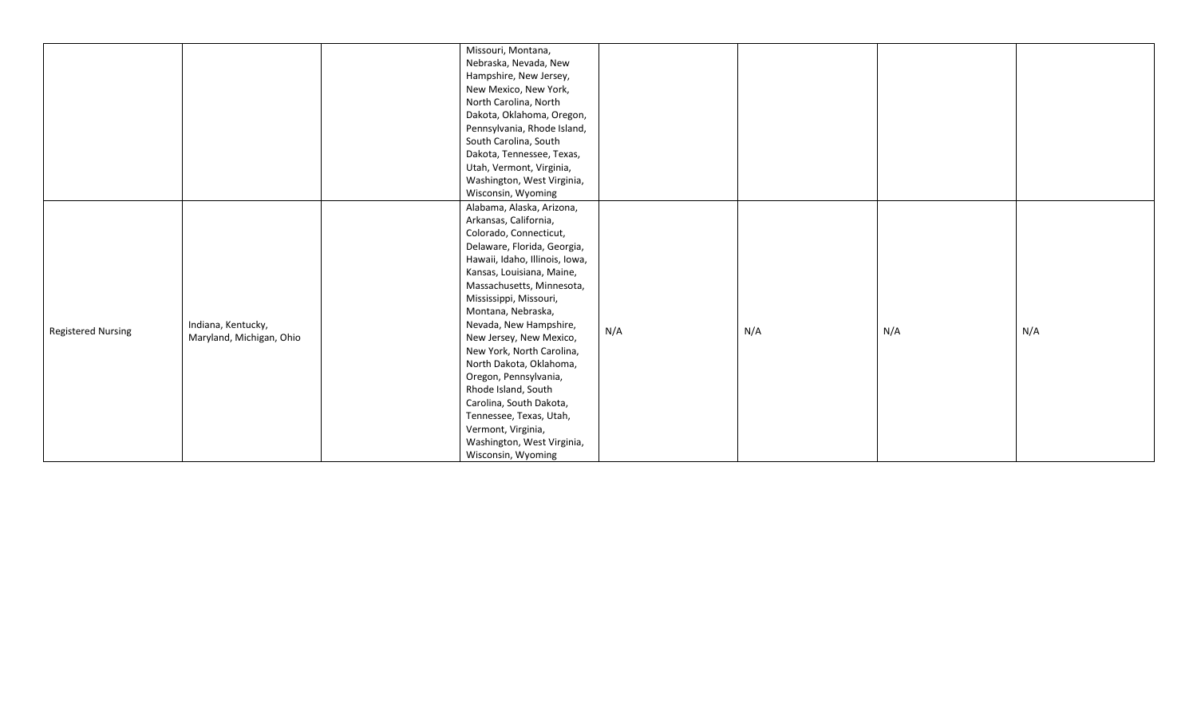| | | | | | | | |
|---|---|---|---|---|---|---|---|
| | | | Missouri, Montana, Nebraska, Nevada, New Hampshire, New Jersey, New Mexico, New York, North Carolina, North Dakota, Oklahoma, Oregon, Pennsylvania, Rhode Island, South Carolina, South Dakota, Tennessee, Texas, Utah, Vermont, Virginia, Washington, West Virginia, Wisconsin, Wyoming | | | | |
| Registered Nursing | Indiana, Kentucky, Maryland, Michigan, Ohio | | Alabama, Alaska, Arizona, Arkansas, California, Colorado, Connecticut, Delaware, Florida, Georgia, Hawaii, Idaho, Illinois, Iowa, Kansas, Louisiana, Maine, Massachusetts, Minnesota, Mississippi, Missouri, Montana, Nebraska, Nevada, New Hampshire, New Jersey, New Mexico, New York, North Carolina, North Dakota, Oklahoma, Oregon, Pennsylvania, Rhode Island, South Carolina, South Dakota, Tennessee, Texas, Utah, Vermont, Virginia, Washington, West Virginia, Wisconsin, Wyoming | N/A | N/A | N/A | N/A |